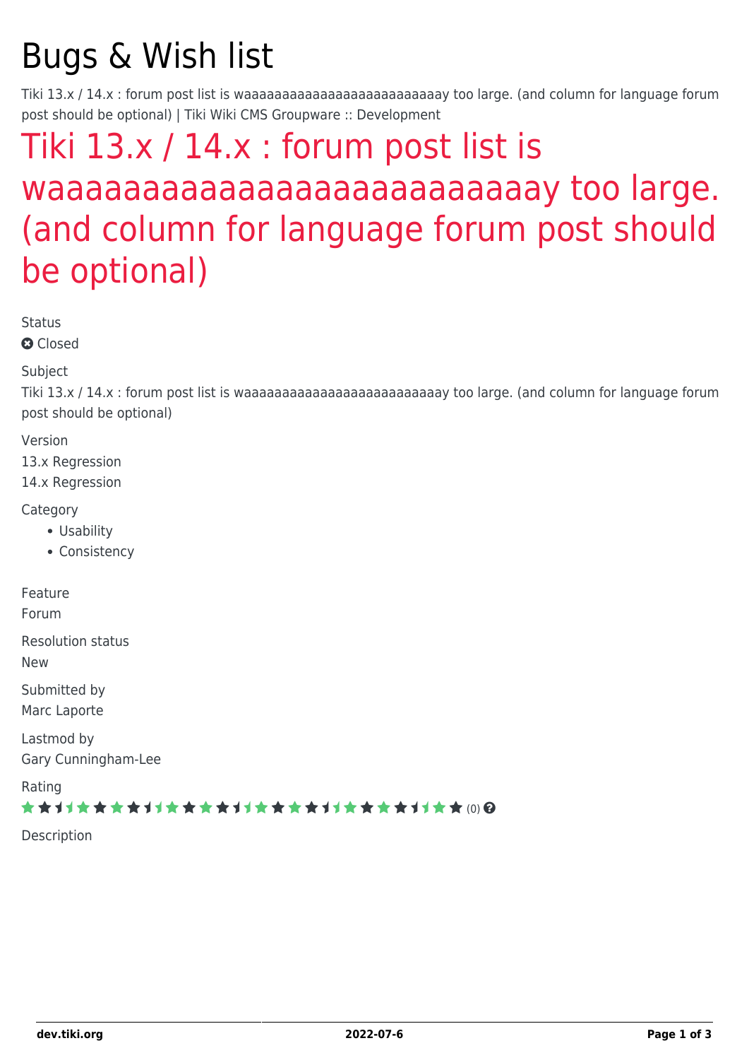# Bugs & Wish list

Tiki 13.x / 14.x : forum post list is waaaaaaaaaaaaaaaaaaaaaaaaaaay too large. (and column for language forum post should be optional) | Tiki Wiki CMS Groupware :: Development

## Tiki 13.x / 14.x : forum post list is waaaaaaaaaaaaaaaaaaaaaaaaaaay too large. (and column for language forum post should be optional)

Status

Closed

Subject

Tiki 13.x / 14.x : forum post list is waaaaaaaaaaaaaaaaaaaaaaaaaaay too large. (and column for language forum post should be optional)

Version

13.x Regression

14.x Regression

Category

- Usability
- Consistency

Feature

Forum

Resolution status

New

Submitted by

Marc Laporte

Lastmod by

Gary Cunningham-Lee

Rating

(0)

Description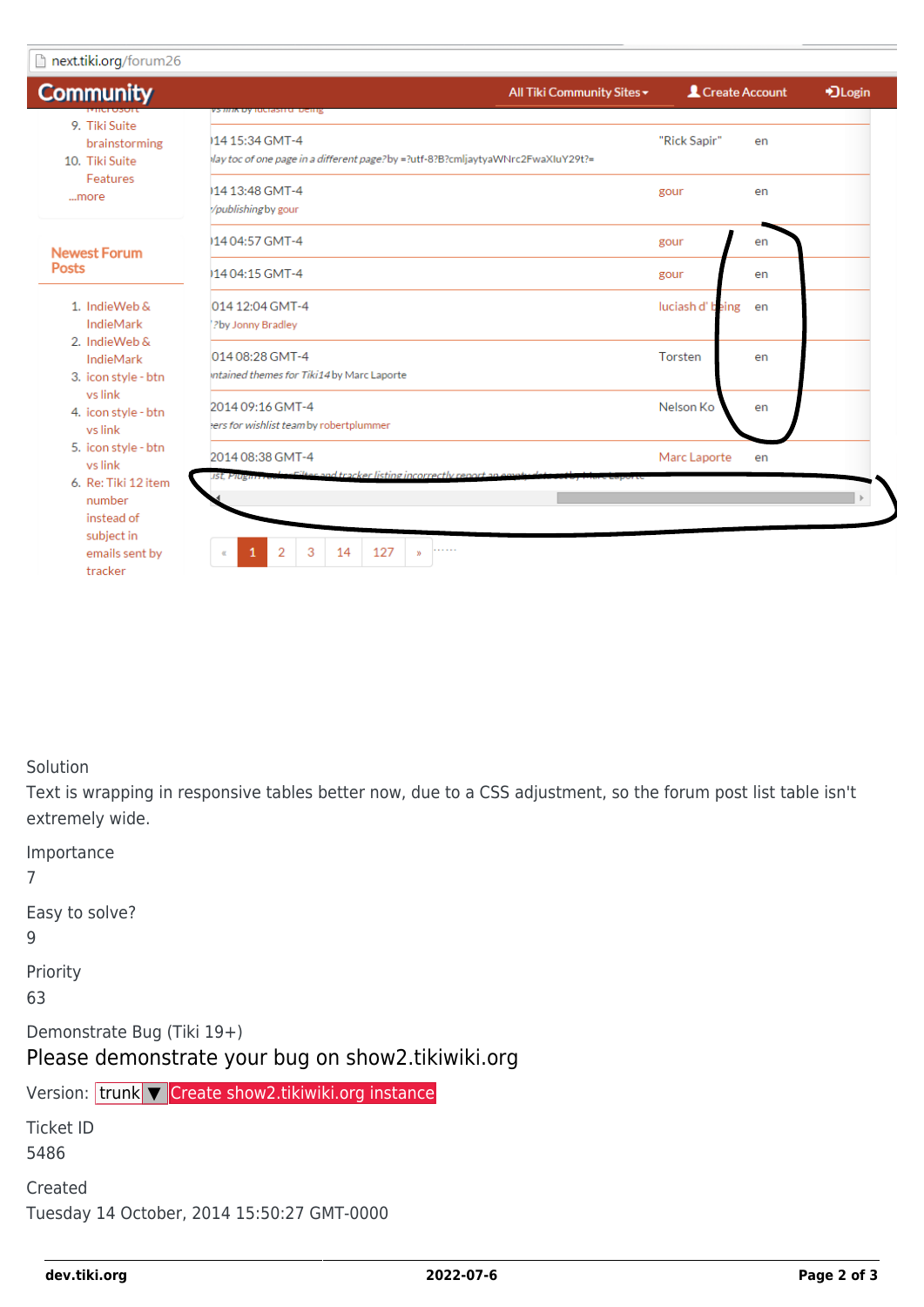Solution

Text is wrapping in responsive tables better now, due to a CSS adjustment, so the forum post list table isn't extremely wide.

Importance

7

Easy to solve?

9

Priority

63

Demonstrate Bug (Tiki 19+)

Please demonstrate your bug on show2.tikiwiki.org

Version: trunk ▼ Create show2.tikiwiki.org instance

Ticket ID

5486

Created

Tuesday 14 October, 2014 15:50:27 GMT-0000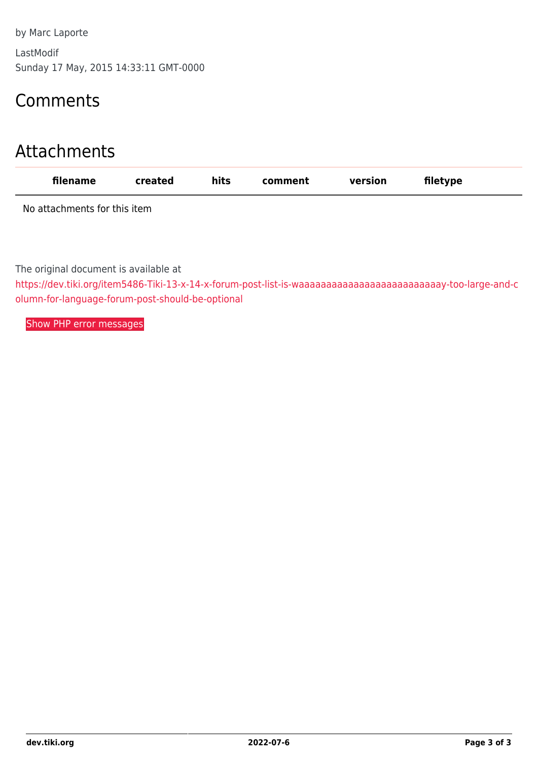by Marc Laporte

LastModif
Sunday 17 May, 2015 14:33:11 GMT-0000

## Comments

## Attachments

| filename | created | hits | comment | version | filetype |
| --- | --- | --- | --- | --- | --- |
| No attachments for this item | | | | | |

The original document is available at
https://dev.tiki.org/item5486-Tiki-13-x-14-x-forum-post-list-is-waaaaaaaaaaaaaaaaaaaaaaaaaaay-too-large-and-column-for-language-forum-post-should-be-optional

Show PHP error messages